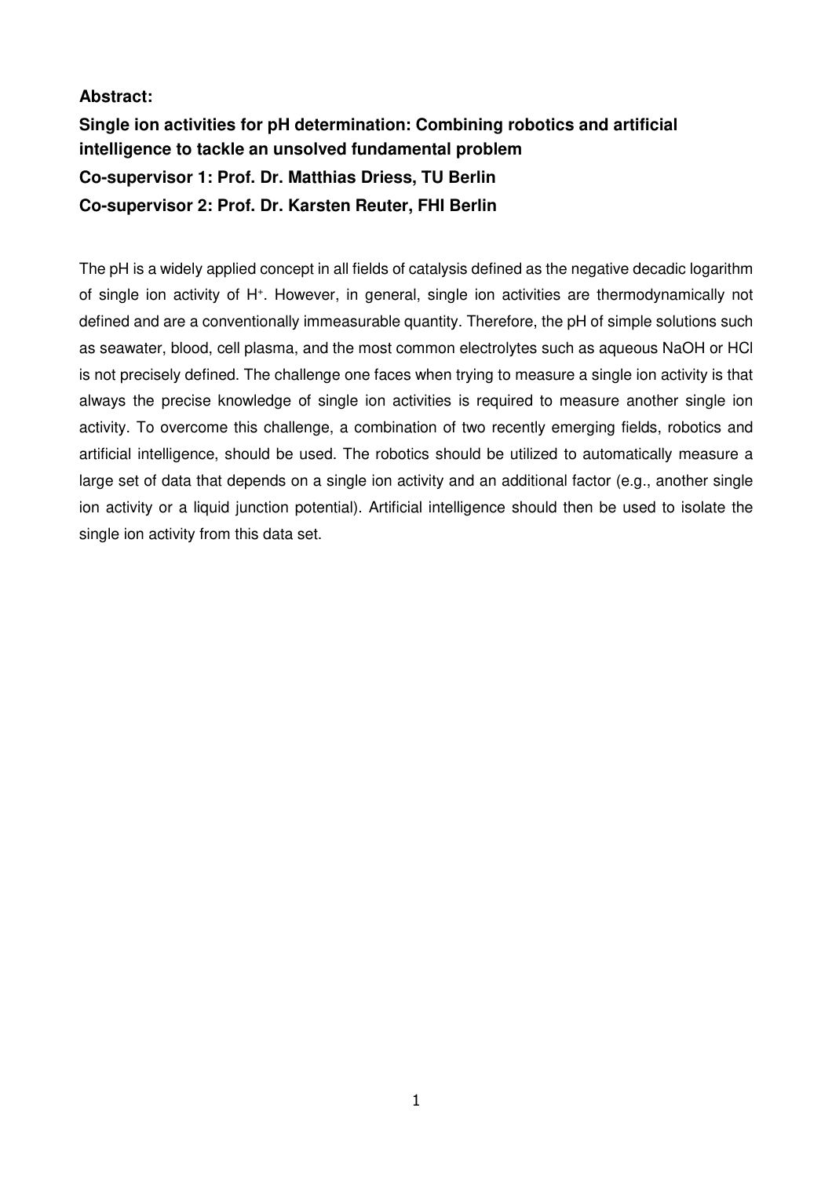**Abstract:**

**Single ion activities for pH determination: Combining robotics and artificial intelligence to tackle an unsolved fundamental problem**

**Co-supervisor 1: Prof. Dr. Matthias Driess, TU Berlin**

**Co-supervisor 2: Prof. Dr. Karsten Reuter, FHI Berlin**

The pH is a widely applied concept in all fields of catalysis defined as the negative decadic logarithm of single ion activity of $H^+$. However, in general, single ion activities are thermodynamically not defined and are a conventionally immeasurable quantity. Therefore, the pH of simple solutions such as seawater, blood, cell plasma, and the most common electrolytes such as aqueous NaOH or HCl is not precisely defined. The challenge one faces when trying to measure a single ion activity is that always the precise knowledge of single ion activities is required to measure another single ion activity. To overcome this challenge, a combination of two recently emerging fields, robotics and artificial intelligence, should be used. The robotics should be utilized to automatically measure a large set of data that depends on a single ion activity and an additional factor (e.g., another single ion activity or a liquid junction potential). Artificial intelligence should then be used to isolate the single ion activity from this data set.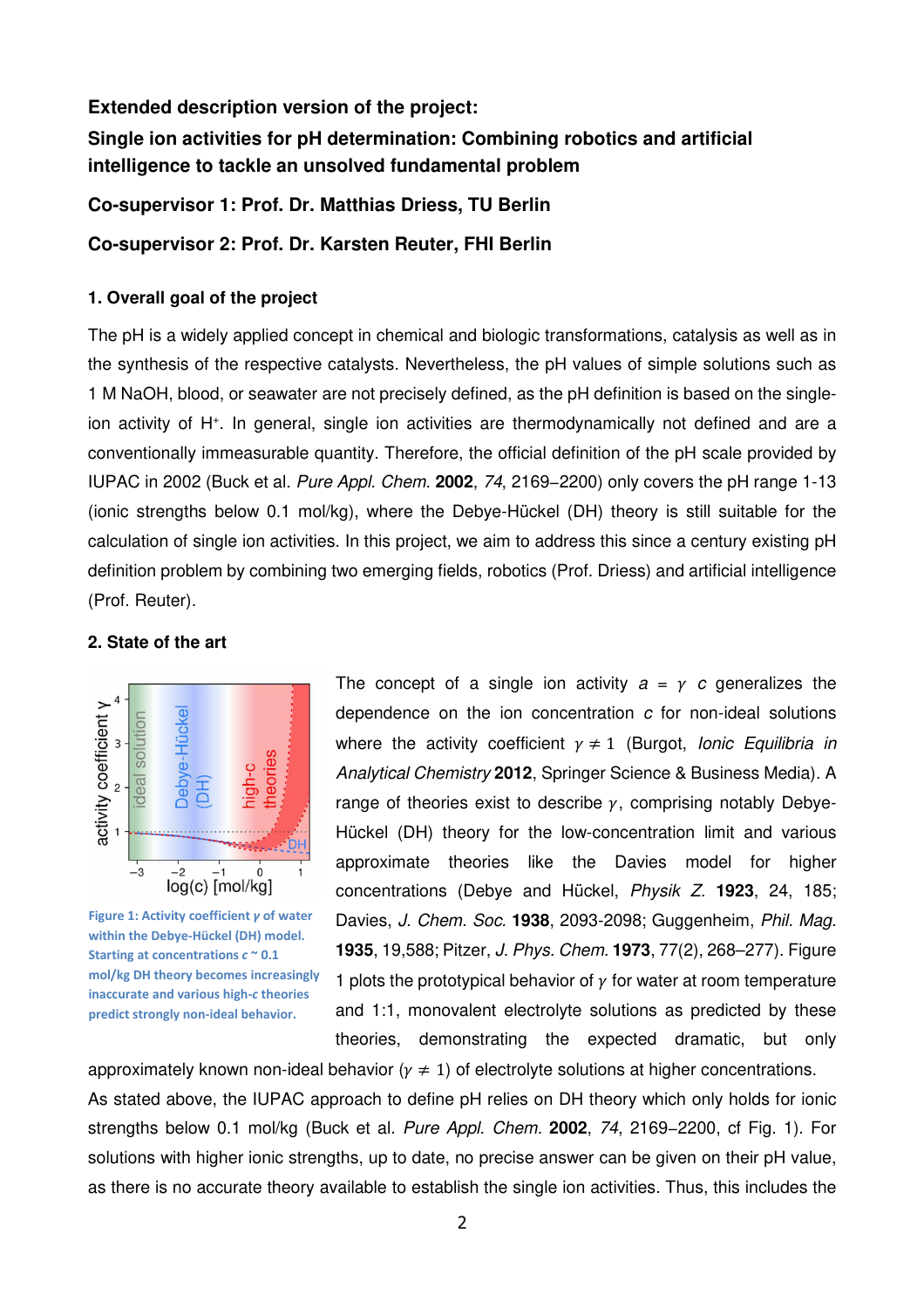**Extended description version of the project:**

**Single ion activities for pH determination: Combining robotics and artificial intelligence to tackle an unsolved fundamental problem**

**Co-supervisor 1: Prof. Dr. Matthias Driess, TU Berlin**

**Co-supervisor 2: Prof. Dr. Karsten Reuter, FHI Berlin**

### 1. Overall goal of the project

The pH is a widely applied concept in chemical and biologic transformations, catalysis as well as in the synthesis of the respective catalysts. Nevertheless, the pH values of simple solutions such as 1 M NaOH, blood, or seawater are not precisely defined, as the pH definition is based on the single-ion activity of $H^+$. In general, single ion activities are thermodynamically not defined and are a conventionally immeasurable quantity. Therefore, the official definition of the pH scale provided by IUPAC in 2002 (Buck et al. *Pure Appl. Chem.* **2002**, *74*, 2169–2200) only covers the pH range 1-13 (ionic strengths below 0.1 mol/kg), where the Debye-Hückel (DH) theory is still suitable for the calculation of single ion activities. In this project, we aim to address this since a century existing pH definition problem by combining two emerging fields, robotics (Prof. Driess) and artificial intelligence (Prof. Reuter).

### 2. State of the art

Figure 1: Activity coefficient $\gamma$ of water within the Debye-Hückel (DH) model. Starting at concentrations $c \sim 0.1$ mol/kg DH theory becomes increasingly inaccurate and various high-$c$ theories predict strongly non-ideal behavior.

The concept of a single ion activity $a = \gamma\ c$ generalizes the dependence on the ion concentration $c$ for non-ideal solutions where the activity coefficient $\gamma \neq 1$ (Burgot, *Ionic Equilibria in Analytical Chemistry* **2012**, Springer Science & Business Media). A range of theories exist to describe $\gamma$, comprising notably Debye-Hückel (DH) theory for the low-concentration limit and various approximate theories like the Davies model for higher concentrations (Debye and Hückel, *Physik Z.* **1923**, 24, 185; Davies, *J. Chem. Soc.* **1938**, 2093-2098; Guggenheim, *Phil. Mag.* **1935**, 19,588; Pitzer, *J. Phys. Chem.* **1973**, 77(2), 268–277). Figure 1 plots the prototypical behavior of $\gamma$ for water at room temperature and 1:1, monovalent electrolyte solutions as predicted by these theories, demonstrating the expected dramatic, but only approximately known non-ideal behavior ($\gamma \neq 1$) of electrolyte solutions at higher concentrations.

As stated above, the IUPAC approach to define pH relies on DH theory which only holds for ionic strengths below 0.1 mol/kg (Buck et al. *Pure Appl. Chem.* **2002**, *74*, 2169–2200, cf Fig. 1). For solutions with higher ionic strengths, up to date, no precise answer can be given on their pH value, as there is no accurate theory available to establish the single ion activities. Thus, this includes the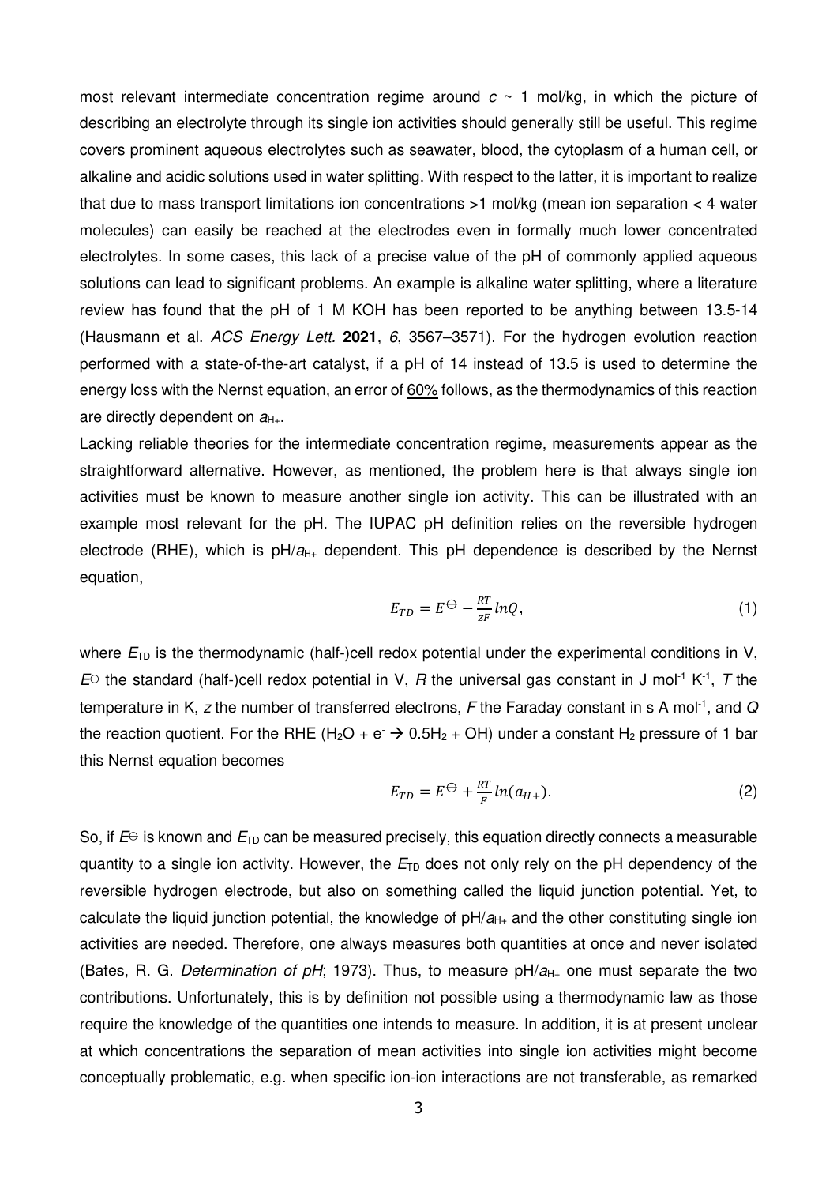most relevant intermediate concentration regime around $c \sim 1$ mol/kg, in which the picture of describing an electrolyte through its single ion activities should generally still be useful. This regime covers prominent aqueous electrolytes such as seawater, blood, the cytoplasm of a human cell, or alkaline and acidic solutions used in water splitting. With respect to the latter, it is important to realize that due to mass transport limitations ion concentrations >1 mol/kg (mean ion separation < 4 water molecules) can easily be reached at the electrodes even in formally much lower concentrated electrolytes. In some cases, this lack of a precise value of the pH of commonly applied aqueous solutions can lead to significant problems. An example is alkaline water splitting, where a literature review has found that the pH of 1 M KOH has been reported to be anything between 13.5-14 (Hausmann et al. *ACS Energy Lett.* **2021**, *6*, 3567–3571). For the hydrogen evolution reaction performed with a state-of-the-art catalyst, if a pH of 14 instead of 13.5 is used to determine the energy loss with the Nernst equation, an error of 60% follows, as the thermodynamics of this reaction are directly dependent on $a_{H+}$.

Lacking reliable theories for the intermediate concentration regime, measurements appear as the straightforward alternative. However, as mentioned, the problem here is that always single ion activities must be known to measure another single ion activity. This can be illustrated with an example most relevant for the pH. The IUPAC pH definition relies on the reversible hydrogen electrode (RHE), which is pH/$a_{H+}$ dependent. This pH dependence is described by the Nernst equation,

$$E_{TD} = E^{\ominus} - \frac{RT}{zF} lnQ, \tag{1}$$

where $E_{TD}$ is the thermodynamic (half-)cell redox potential under the experimental conditions in V, $E^{\ominus}$ the standard (half-)cell redox potential in V, $R$ the universal gas constant in J mol$^{-1}$ K$^{-1}$, $T$ the temperature in K, $z$ the number of transferred electrons, $F$ the Faraday constant in s A mol$^{-1}$, and $Q$ the reaction quotient. For the RHE ($H_2O + e^- \rightarrow 0.5H_2 + OH$) under a constant $H_2$ pressure of 1 bar this Nernst equation becomes

$$E_{TD} = E^{\ominus} + \frac{RT}{F} ln(a_{H+}). \tag{2}$$

So, if $E^{\ominus}$ is known and $E_{TD}$ can be measured precisely, this equation directly connects a measurable quantity to a single ion activity. However, the $E_{TD}$ does not only rely on the pH dependency of the reversible hydrogen electrode, but also on something called the liquid junction potential. Yet, to calculate the liquid junction potential, the knowledge of pH/$a_{H+}$ and the other constituting single ion activities are needed. Therefore, one always measures both quantities at once and never isolated (Bates, R. G. *Determination of pH*; 1973). Thus, to measure pH/$a_{H+}$ one must separate the two contributions. Unfortunately, this is by definition not possible using a thermodynamic law as those require the knowledge of the quantities one intends to measure. In addition, it is at present unclear at which concentrations the separation of mean activities into single ion activities might become conceptually problematic, e.g. when specific ion-ion interactions are not transferable, as remarked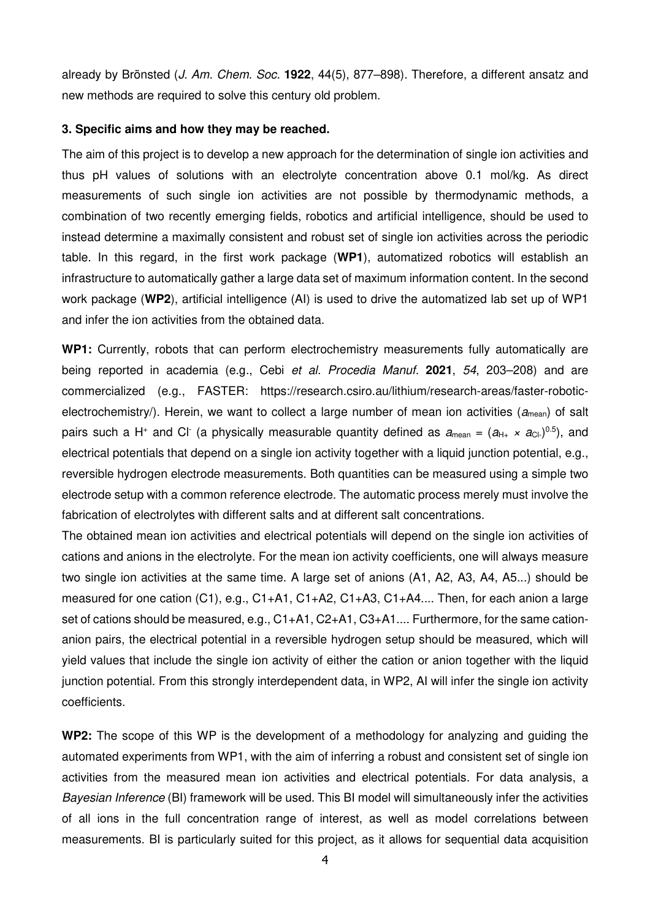already by Brönsted (*J. Am. Chem. Soc.* **1922**, 44(5), 877–898). Therefore, a different ansatz and new methods are required to solve this century old problem.

### 3. Specific aims and how they may be reached.

The aim of this project is to develop a new approach for the determination of single ion activities and thus pH values of solutions with an electrolyte concentration above 0.1 mol/kg. As direct measurements of such single ion activities are not possible by thermodynamic methods, a combination of two recently emerging fields, robotics and artificial intelligence, should be used to instead determine a maximally consistent and robust set of single ion activities across the periodic table. In this regard, in the first work package (**WP1**), automatized robotics will establish an infrastructure to automatically gather a large data set of maximum information content. In the second work package (**WP2**), artificial intelligence (AI) is used to drive the automatized lab set up of WP1 and infer the ion activities from the obtained data.

**WP1:** Currently, robots that can perform electrochemistry measurements fully automatically are being reported in academia (e.g., Cebi *et al. Procedia Manuf.* **2021**, *54*, 203–208) and are commercialized (e.g., FASTER: https://research.csiro.au/lithium/research-areas/faster-robotic-electrochemistry/). Herein, we want to collect a large number of mean ion activities ($a_{mean}$) of salt pairs such a $H^+$ and $Cl^-$ (a physically measurable quantity defined as $a_{mean} = (a_{H+} \times a_{Cl-})^{0.5}$), and electrical potentials that depend on a single ion activity together with a liquid junction potential, e.g., reversible hydrogen electrode measurements. Both quantities can be measured using a simple two electrode setup with a common reference electrode. The automatic process merely must involve the fabrication of electrolytes with different salts and at different salt concentrations.

The obtained mean ion activities and electrical potentials will depend on the single ion activities of cations and anions in the electrolyte. For the mean ion activity coefficients, one will always measure two single ion activities at the same time. A large set of anions (A1, A2, A3, A4, A5...) should be measured for one cation (C1), e.g., C1+A1, C1+A2, C1+A3, C1+A4.... Then, for each anion a large set of cations should be measured, e.g., C1+A1, C2+A1, C3+A1.... Furthermore, for the same cation-anion pairs, the electrical potential in a reversible hydrogen setup should be measured, which will yield values that include the single ion activity of either the cation or anion together with the liquid junction potential. From this strongly interdependent data, in WP2, AI will infer the single ion activity coefficients.

**WP2:** The scope of this WP is the development of a methodology for analyzing and guiding the automated experiments from WP1, with the aim of inferring a robust and consistent set of single ion activities from the measured mean ion activities and electrical potentials. For data analysis, a *Bayesian Inference* (BI) framework will be used. This BI model will simultaneously infer the activities of all ions in the full concentration range of interest, as well as model correlations between measurements. BI is particularly suited for this project, as it allows for sequential data acquisition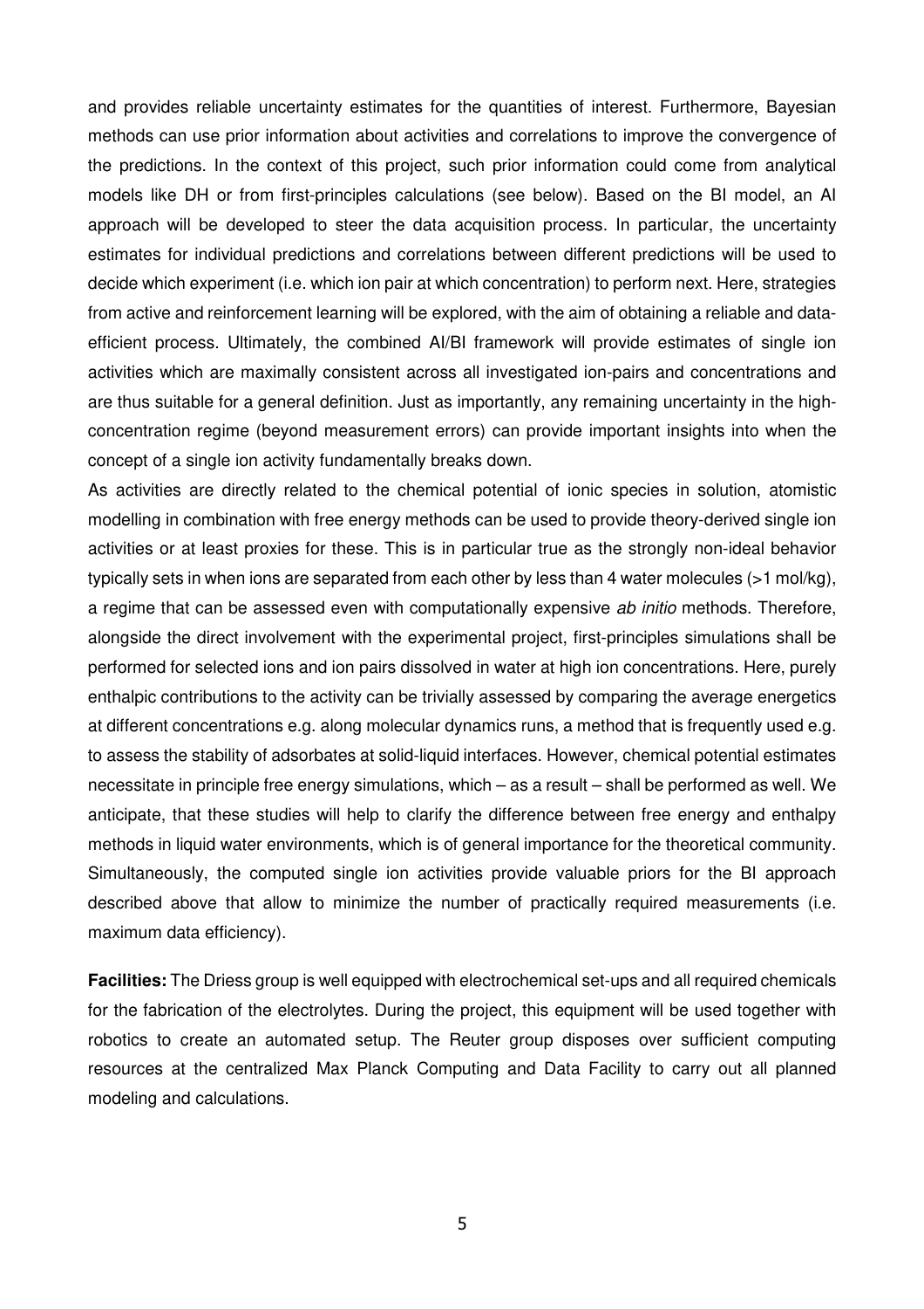and provides reliable uncertainty estimates for the quantities of interest. Furthermore, Bayesian methods can use prior information about activities and correlations to improve the convergence of the predictions. In the context of this project, such prior information could come from analytical models like DH or from first-principles calculations (see below). Based on the BI model, an AI approach will be developed to steer the data acquisition process. In particular, the uncertainty estimates for individual predictions and correlations between different predictions will be used to decide which experiment (i.e. which ion pair at which concentration) to perform next. Here, strategies from active and reinforcement learning will be explored, with the aim of obtaining a reliable and data-efficient process. Ultimately, the combined AI/BI framework will provide estimates of single ion activities which are maximally consistent across all investigated ion-pairs and concentrations and are thus suitable for a general definition. Just as importantly, any remaining uncertainty in the high-concentration regime (beyond measurement errors) can provide important insights into when the concept of a single ion activity fundamentally breaks down.

As activities are directly related to the chemical potential of ionic species in solution, atomistic modelling in combination with free energy methods can be used to provide theory-derived single ion activities or at least proxies for these. This is in particular true as the strongly non-ideal behavior typically sets in when ions are separated from each other by less than 4 water molecules (>1 mol/kg), a regime that can be assessed even with computationally expensive *ab initio* methods. Therefore, alongside the direct involvement with the experimental project, first-principles simulations shall be performed for selected ions and ion pairs dissolved in water at high ion concentrations. Here, purely enthalpic contributions to the activity can be trivially assessed by comparing the average energetics at different concentrations e.g. along molecular dynamics runs, a method that is frequently used e.g. to assess the stability of adsorbates at solid-liquid interfaces. However, chemical potential estimates necessitate in principle free energy simulations, which – as a result – shall be performed as well. We anticipate, that these studies will help to clarify the difference between free energy and enthalpy methods in liquid water environments, which is of general importance for the theoretical community. Simultaneously, the computed single ion activities provide valuable priors for the BI approach described above that allow to minimize the number of practically required measurements (i.e. maximum data efficiency).

**Facilities:** The Driess group is well equipped with electrochemical set-ups and all required chemicals for the fabrication of the electrolytes. During the project, this equipment will be used together with robotics to create an automated setup. The Reuter group disposes over sufficient computing resources at the centralized Max Planck Computing and Data Facility to carry out all planned modeling and calculations.